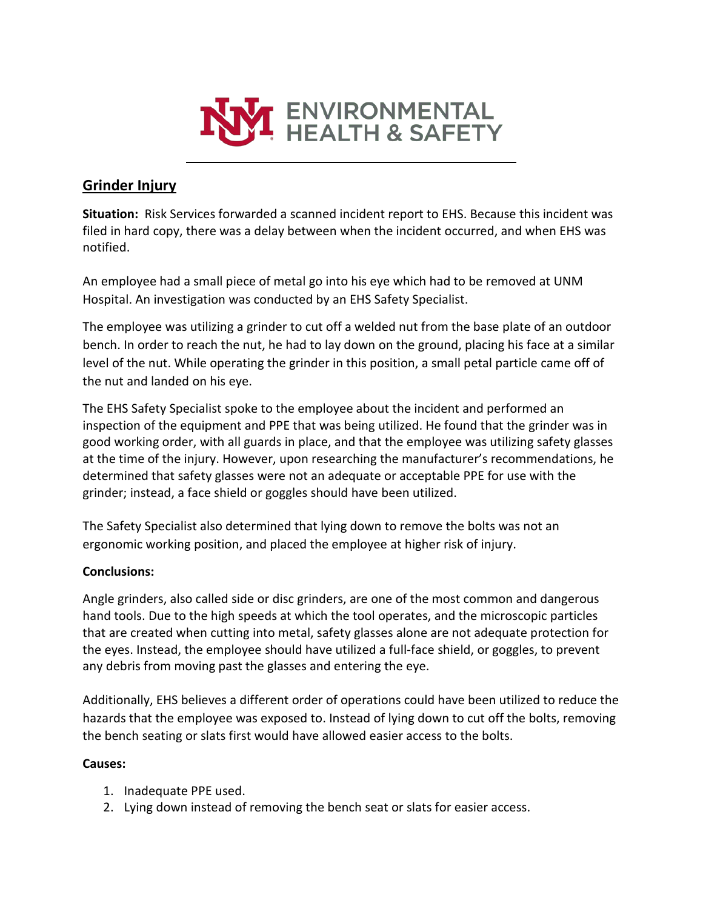ENVIRONMENTAL HEALTH & SAFETY

## Grinder Injury

**Situation:** Risk Services forwarded a scanned incident report to EHS. Because this incident was filed in hard copy, there was a delay between when the incident occurred, and when EHS was notified.

An employee had a small piece of metal go into his eye which had to be removed at UNM Hospital. An investigation was conducted by an EHS Safety Specialist.

The employee was utilizing a grinder to cut off a welded nut from the base plate of an outdoor bench. In order to reach the nut, he had to lay down on the ground, placing his face at a similar level of the nut. While operating the grinder in this position, a small petal particle came off of the nut and landed on his eye.

The EHS Safety Specialist spoke to the employee about the incident and performed an inspection of the equipment and PPE that was being utilized. He found that the grinder was in good working order, with all guards in place, and that the employee was utilizing safety glasses at the time of the injury. However, upon researching the manufacturer's recommendations, he determined that safety glasses were not an adequate or acceptable PPE for use with the grinder; instead, a face shield or goggles should have been utilized.

The Safety Specialist also determined that lying down to remove the bolts was not an ergonomic working position, and placed the employee at higher risk of injury.

**Conclusions:**

Angle grinders, also called side or disc grinders, are one of the most common and dangerous hand tools. Due to the high speeds at which the tool operates, and the microscopic particles that are created when cutting into metal, safety glasses alone are not adequate protection for the eyes. Instead, the employee should have utilized a full-face shield, or goggles, to prevent any debris from moving past the glasses and entering the eye.

Additionally, EHS believes a different order of operations could have been utilized to reduce the hazards that the employee was exposed to. Instead of lying down to cut off the bolts, removing the bench seating or slats first would have allowed easier access to the bolts.

**Causes:**

1. Inadequate PPE used.
2. Lying down instead of removing the bench seat or slats for easier access.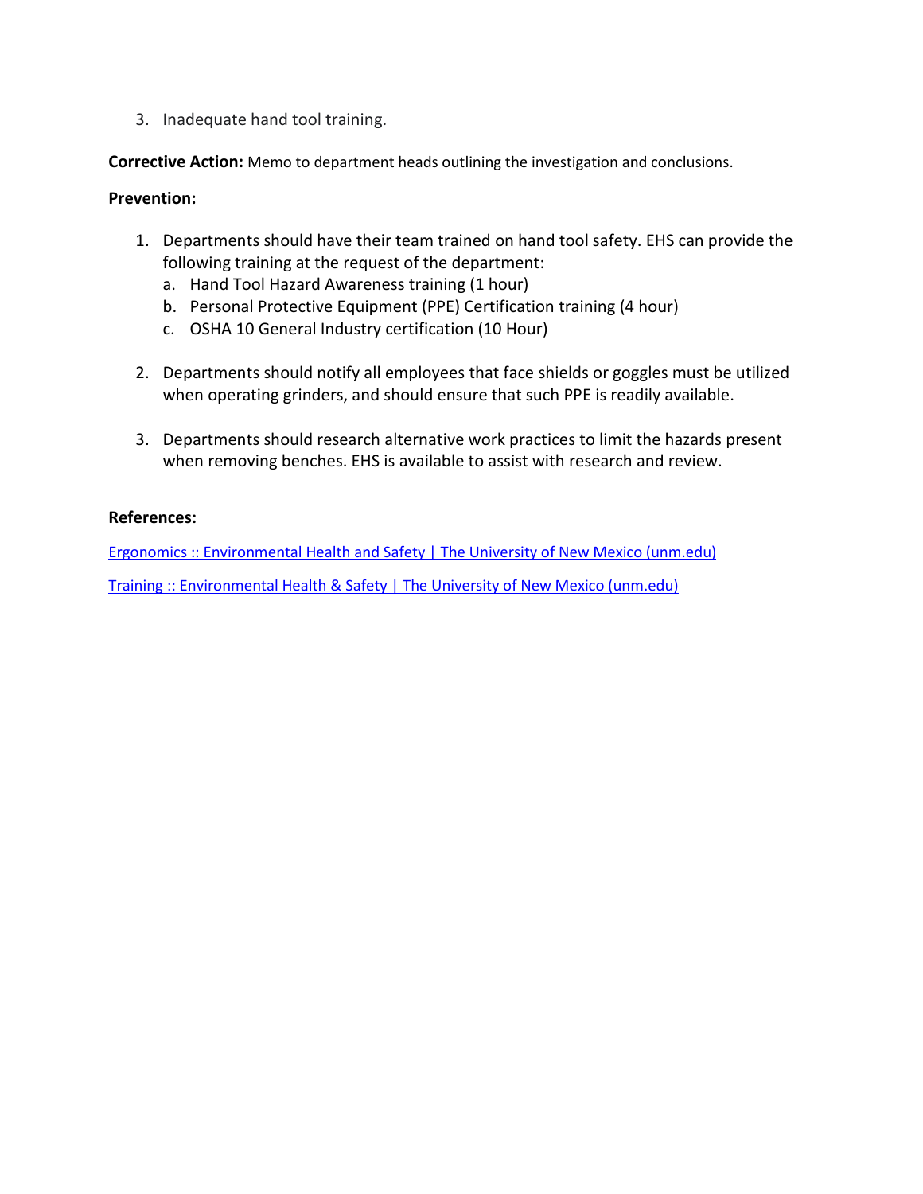3. Inadequate hand tool training.

**Corrective Action:** Memo to department heads outlining the investigation and conclusions.

**Prevention:**

1. Departments should have their team trained on hand tool safety. EHS can provide the following training at the request of the department:
   a. Hand Tool Hazard Awareness training (1 hour)
   b. Personal Protective Equipment (PPE) Certification training (4 hour)
   c. OSHA 10 General Industry certification (10 Hour)

2. Departments should notify all employees that face shields or goggles must be utilized when operating grinders, and should ensure that such PPE is readily available.

3. Departments should research alternative work practices to limit the hazards present when removing benches. EHS is available to assist with research and review.

**References:**

Ergonomics :: Environmental Health and Safety | The University of New Mexico (unm.edu)

Training :: Environmental Health & Safety | The University of New Mexico (unm.edu)